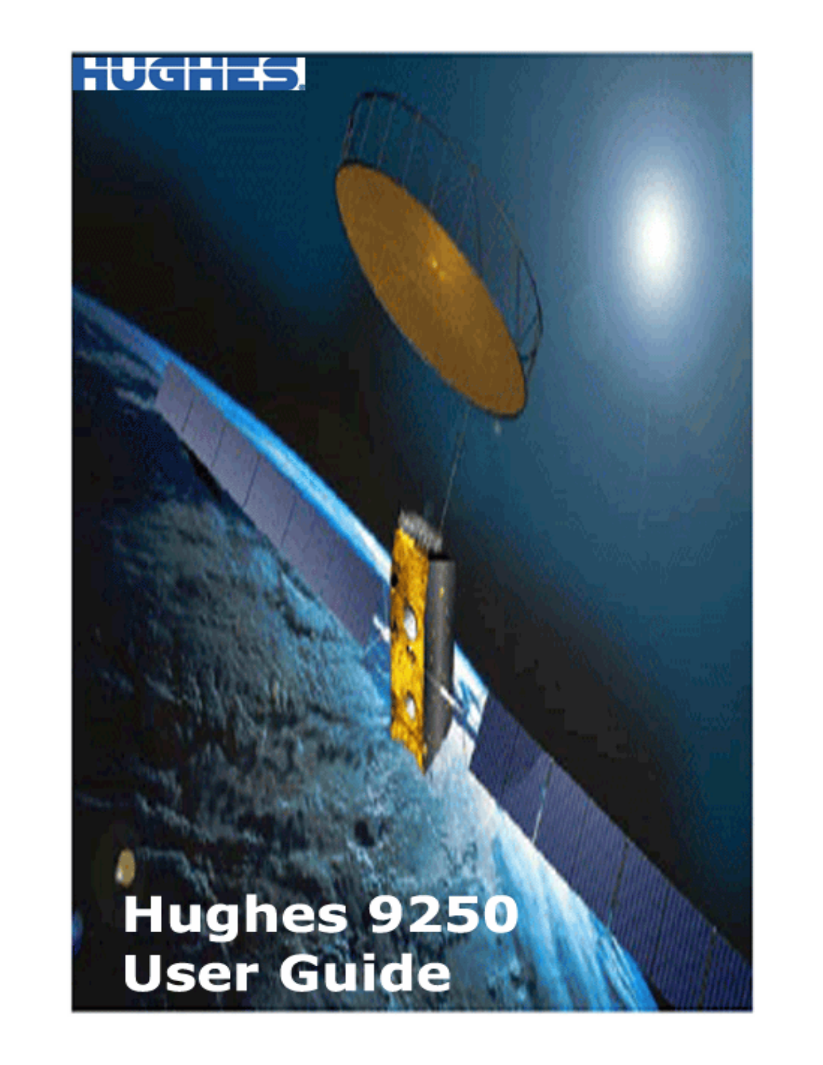HUGHES

# Hughes 9250 User Guide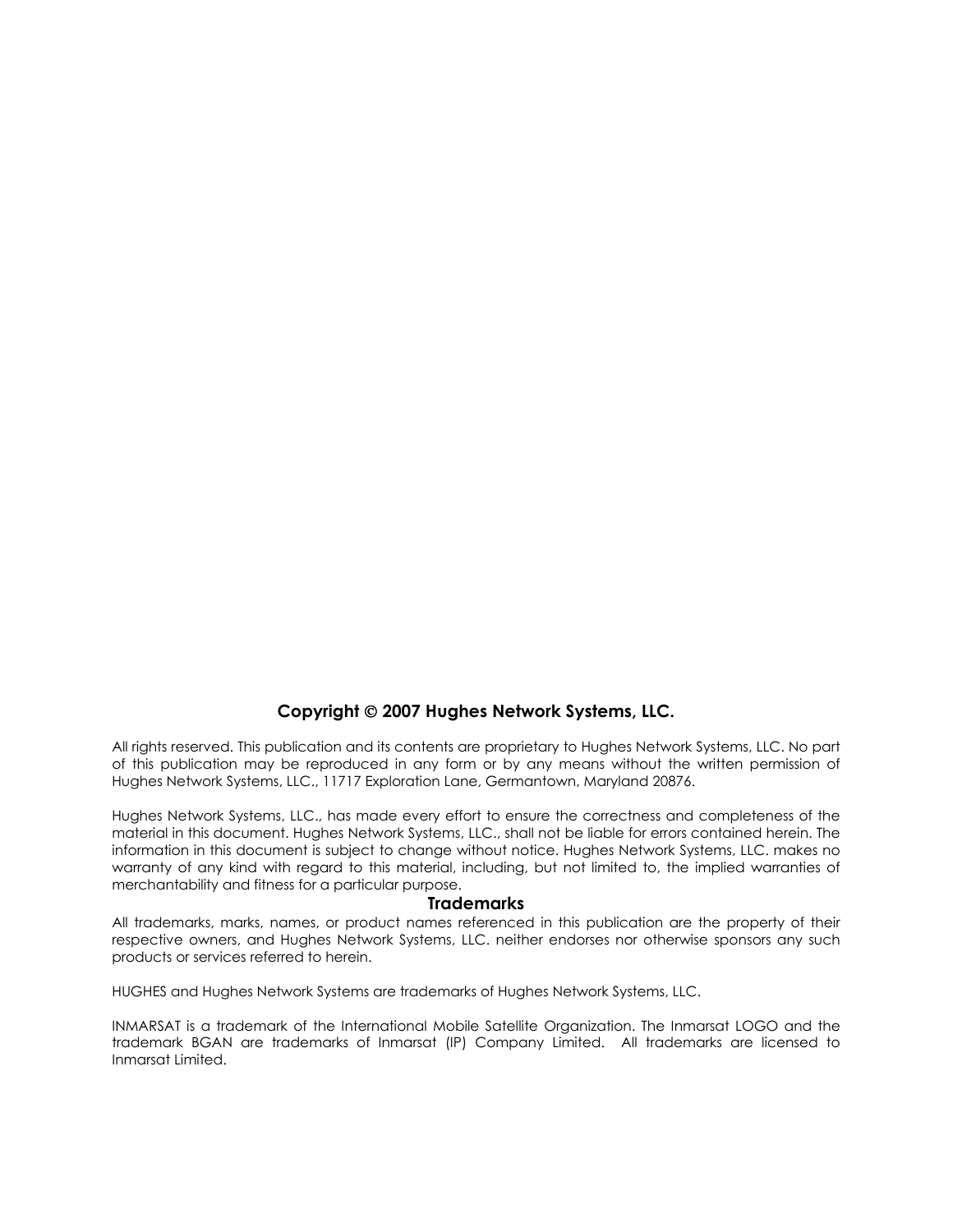**Copyright © 2007 Hughes Network Systems, LLC.**

All rights reserved. This publication and its contents are proprietary to Hughes Network Systems, LLC. No part of this publication may be reproduced in any form or by any means without the written permission of Hughes Network Systems, LLC., 11717 Exploration Lane, Germantown, Maryland 20876.

Hughes Network Systems, LLC., has made every effort to ensure the correctness and completeness of the material in this document. Hughes Network Systems, LLC., shall not be liable for errors contained herein. The information in this document is subject to change without notice. Hughes Network Systems, LLC. makes no warranty of any kind with regard to this material, including, but not limited to, the implied warranties of merchantability and fitness for a particular purpose.

**Trademarks**

All trademarks, marks, names, or product names referenced in this publication are the property of their respective owners, and Hughes Network Systems, LLC. neither endorses nor otherwise sponsors any such products or services referred to herein.

HUGHES and Hughes Network Systems are trademarks of Hughes Network Systems, LLC.

INMARSAT is a trademark of the International Mobile Satellite Organization. The Inmarsat LOGO and the trademark BGAN are trademarks of Inmarsat (IP) Company Limited. All trademarks are licensed to Inmarsat Limited.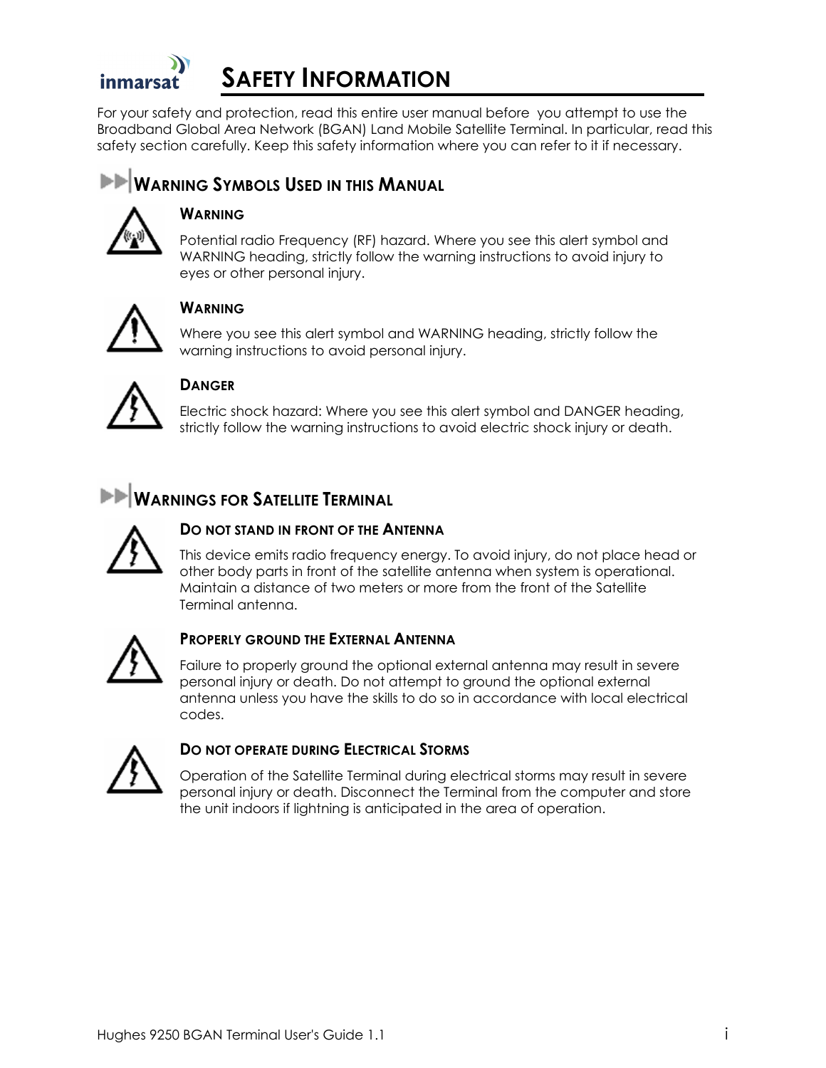# SAFETY INFORMATION

For your safety and protection, read this entire user manual before you attempt to use the Broadband Global Area Network (BGAN) Land Mobile Satellite Terminal. In particular, read this safety section carefully. Keep this safety information where you can refer to it if necessary.

## WARNING SYMBOLS USED IN THIS MANUAL

### WARNING

Potential radio Frequency (RF) hazard. Where you see this alert symbol and WARNING heading, strictly follow the warning instructions to avoid injury to eyes or other personal injury.

### WARNING

Where you see this alert symbol and WARNING heading, strictly follow the warning instructions to avoid personal injury.

### DANGER

Electric shock hazard: Where you see this alert symbol and DANGER heading, strictly follow the warning instructions to avoid electric shock injury or death.

## WARNINGS FOR SATELLITE TERMINAL

### DO NOT STAND IN FRONT OF THE ANTENNA

This device emits radio frequency energy. To avoid injury, do not place head or other body parts in front of the satellite antenna when system is operational. Maintain a distance of two meters or more from the front of the Satellite Terminal antenna.

### PROPERLY GROUND THE EXTERNAL ANTENNA

Failure to properly ground the optional external antenna may result in severe personal injury or death. Do not attempt to ground the optional external antenna unless you have the skills to do so in accordance with local electrical codes.

### DO NOT OPERATE DURING ELECTRICAL STORMS

Operation of the Satellite Terminal during electrical storms may result in severe personal injury or death. Disconnect the Terminal from the computer and store the unit indoors if lightning is anticipated in the area of operation.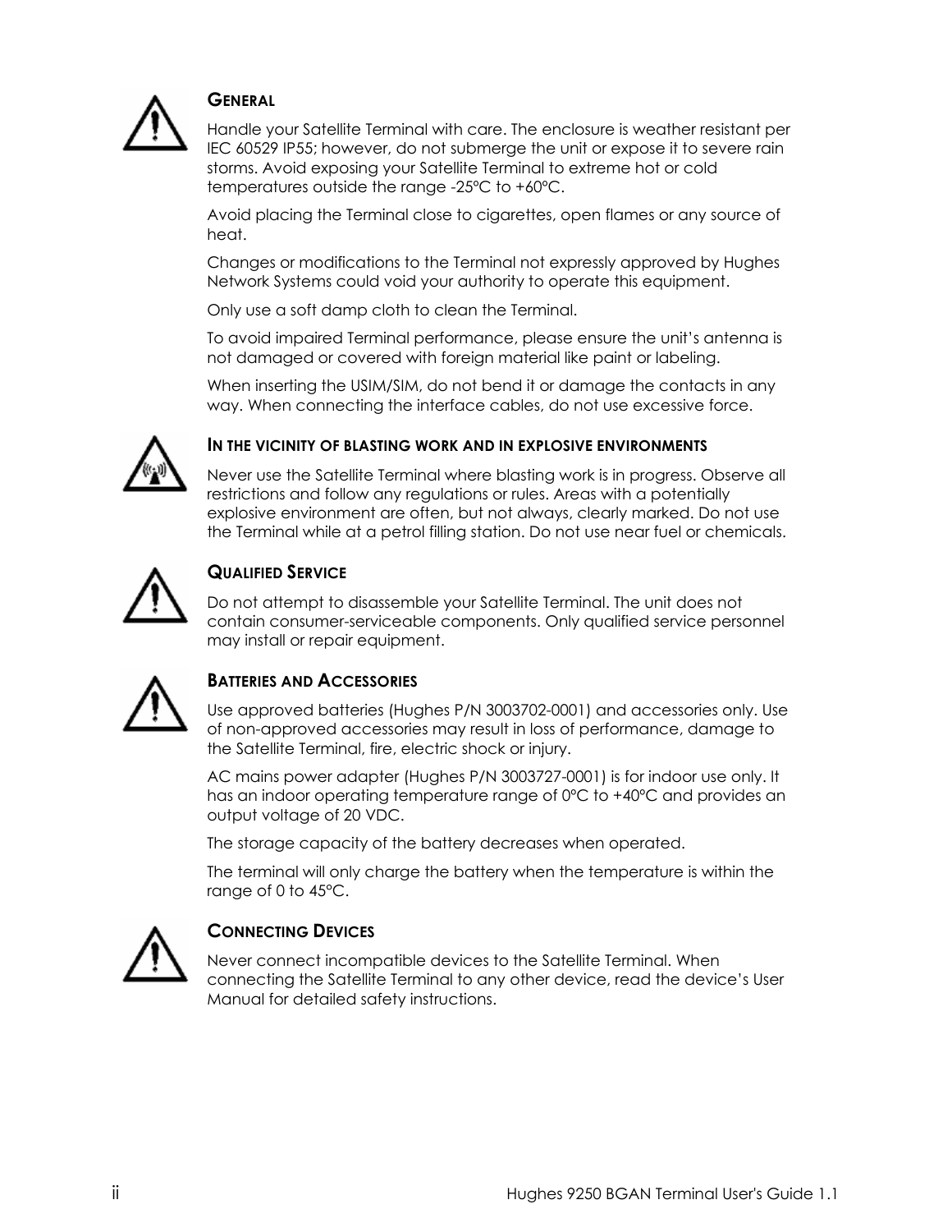### GENERAL

Handle your Satellite Terminal with care. The enclosure is weather resistant per IEC 60529 IP55; however, do not submerge the unit or expose it to severe rain storms. Avoid exposing your Satellite Terminal to extreme hot or cold temperatures outside the range -25°C to +60°C.

Avoid placing the Terminal close to cigarettes, open flames or any source of heat.

Changes or modifications to the Terminal not expressly approved by Hughes Network Systems could void your authority to operate this equipment.

Only use a soft damp cloth to clean the Terminal.

To avoid impaired Terminal performance, please ensure the unit's antenna is not damaged or covered with foreign material like paint or labeling.

When inserting the USIM/SIM, do not bend it or damage the contacts in any way. When connecting the interface cables, do not use excessive force.

### IN THE VICINITY OF BLASTING WORK AND IN EXPLOSIVE ENVIRONMENTS

Never use the Satellite Terminal where blasting work is in progress. Observe all restrictions and follow any regulations or rules. Areas with a potentially explosive environment are often, but not always, clearly marked. Do not use the Terminal while at a petrol filling station. Do not use near fuel or chemicals.

### QUALIFIED SERVICE

Do not attempt to disassemble your Satellite Terminal. The unit does not contain consumer-serviceable components. Only qualified service personnel may install or repair equipment.

### BATTERIES AND ACCESSORIES

Use approved batteries (Hughes P/N 3003702-0001) and accessories only. Use of non-approved accessories may result in loss of performance, damage to the Satellite Terminal, fire, electric shock or injury.

AC mains power adapter (Hughes P/N 3003727-0001) is for indoor use only. It has an indoor operating temperature range of 0°C to +40°C and provides an output voltage of 20 VDC.

The storage capacity of the battery decreases when operated.

The terminal will only charge the battery when the temperature is within the range of 0 to 45°C.

### CONNECTING DEVICES

Never connect incompatible devices to the Satellite Terminal. When connecting the Satellite Terminal to any other device, read the device's User Manual for detailed safety instructions.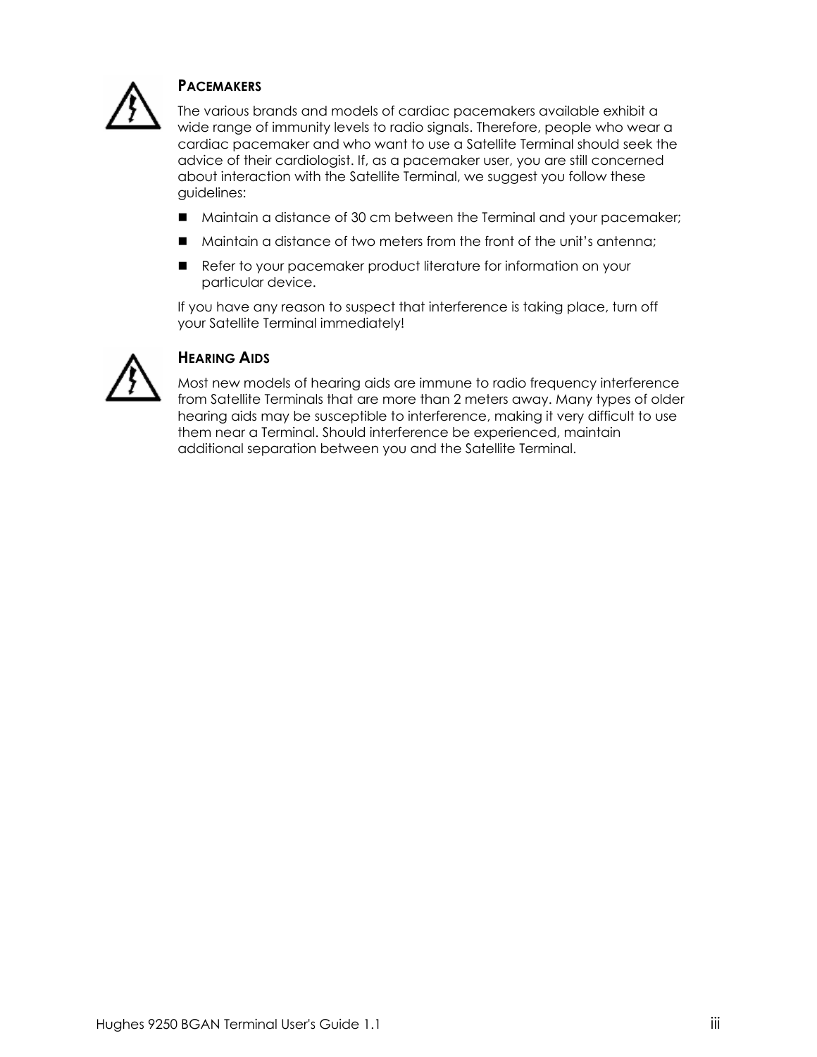### PACEMAKERS

The various brands and models of cardiac pacemakers available exhibit a wide range of immunity levels to radio signals. Therefore, people who wear a cardiac pacemaker and who want to use a Satellite Terminal should seek the advice of their cardiologist. If, as a pacemaker user, you are still concerned about interaction with the Satellite Terminal, we suggest you follow these guidelines:

- Maintain a distance of 30 cm between the Terminal and your pacemaker;
- Maintain a distance of two meters from the front of the unit's antenna;
- Refer to your pacemaker product literature for information on your particular device.

If you have any reason to suspect that interference is taking place, turn off your Satellite Terminal immediately!

### HEARING AIDS

Most new models of hearing aids are immune to radio frequency interference from Satellite Terminals that are more than 2 meters away. Many types of older hearing aids may be susceptible to interference, making it very difficult to use them near a Terminal. Should interference be experienced, maintain additional separation between you and the Satellite Terminal.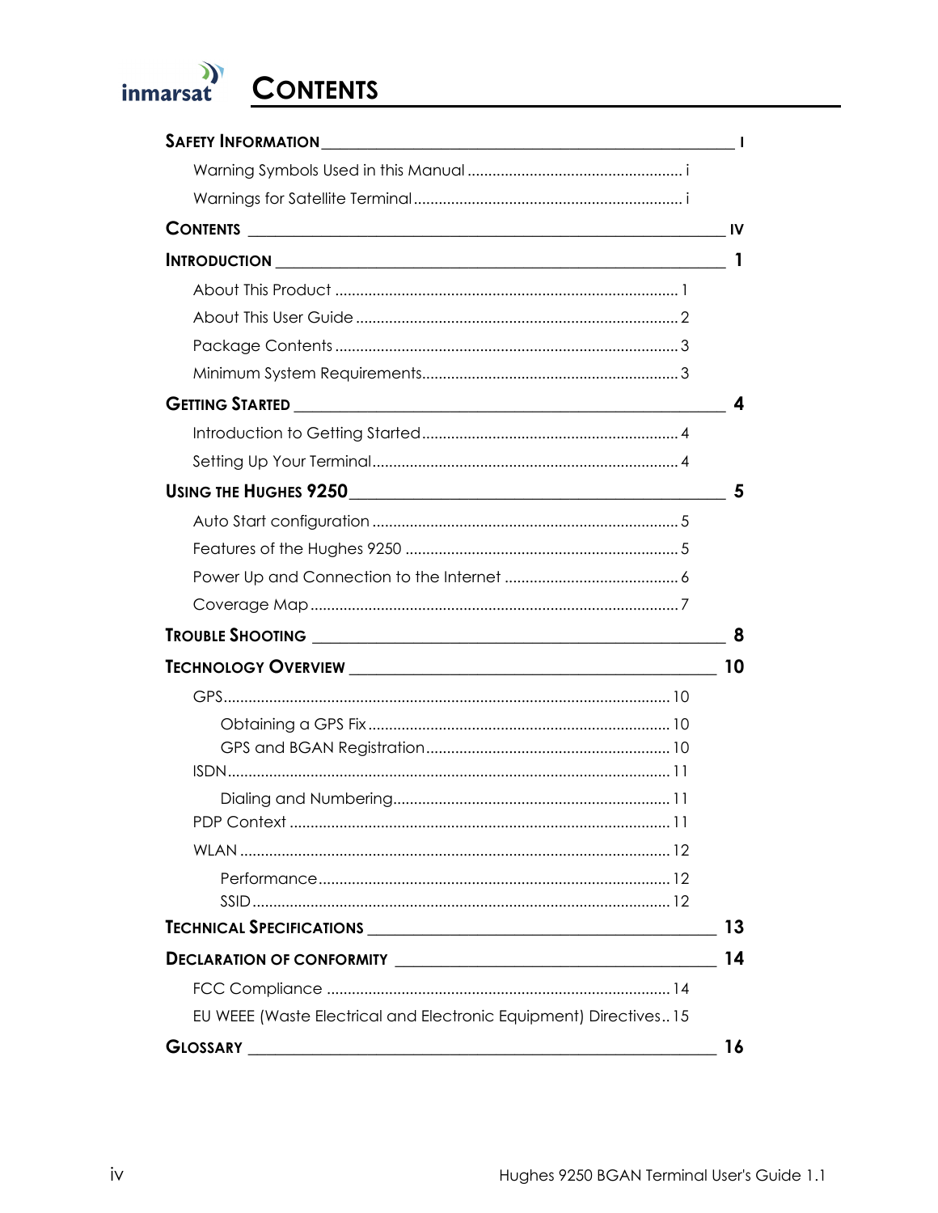# Contents

**Safety Information** ........ i

- Warning Symbols Used in this Manual ........ i
- Warnings for Satellite Terminal ........ i

**Contents** ........ iv

**Introduction** ........ 1

- About This Product ........ 1
- About This User Guide ........ 2
- Package Contents ........ 3
- Minimum System Requirements ........ 3

**Getting Started** ........ 4

- Introduction to Getting Started ........ 4
- Setting Up Your Terminal ........ 4

**Using the Hughes 9250** ........ 5

- Auto Start configuration ........ 5
- Features of the Hughes 9250 ........ 5
- Power Up and Connection to the Internet ........ 6
- Coverage Map ........ 7

**Trouble Shooting** ........ 8

**Technology Overview** ........ 10

- GPS ........ 10
  - Obtaining a GPS Fix ........ 10
  - GPS and BGAN Registration ........ 10
- ISDN ........ 11
  - Dialing and Numbering ........ 11
- PDP Context ........ 11
- WLAN ........ 12
  - Performance ........ 12
  - SSID ........ 12

**Technical Specifications** ........ 13

**Declaration of Conformity** ........ 14

- FCC Compliance ........ 14
- EU WEEE (Waste Electrical and Electronic Equipment) Directives ........ 15

**Glossary** ........ 16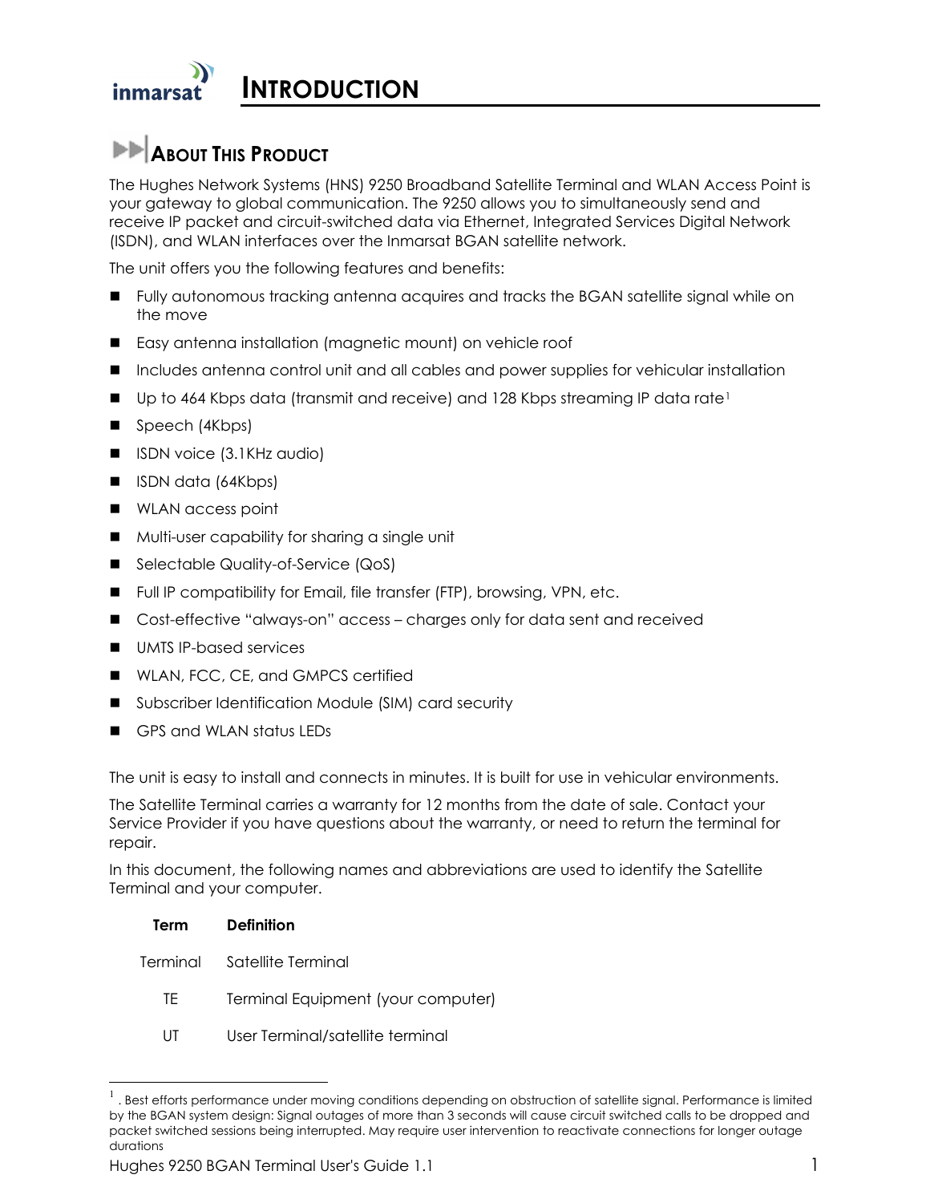# INTRODUCTION

## ABOUT THIS PRODUCT

The Hughes Network Systems (HNS) 9250 Broadband Satellite Terminal and WLAN Access Point is your gateway to global communication. The 9250 allows you to simultaneously send and receive IP packet and circuit-switched data via Ethernet, Integrated Services Digital Network (ISDN), and WLAN interfaces over the Inmarsat BGAN satellite network.

The unit offers you the following features and benefits:

- Fully autonomous tracking antenna acquires and tracks the BGAN satellite signal while on the move
- Easy antenna installation (magnetic mount) on vehicle roof
- Includes antenna control unit and all cables and power supplies for vehicular installation
- Up to 464 Kbps data (transmit and receive) and 128 Kbps streaming IP data rate[1]
- Speech (4Kbps)
- ISDN voice (3.1KHz audio)
- ISDN data (64Kbps)
- WLAN access point
- Multi-user capability for sharing a single unit
- Selectable Quality-of-Service (QoS)
- Full IP compatibility for Email, file transfer (FTP), browsing, VPN, etc.
- Cost-effective "always-on" access – charges only for data sent and received
- UMTS IP-based services
- WLAN, FCC, CE, and GMPCS certified
- Subscriber Identification Module (SIM) card security
- GPS and WLAN status LEDs

The unit is easy to install and connects in minutes. It is built for use in vehicular environments.

The Satellite Terminal carries a warranty for 12 months from the date of sale. Contact your Service Provider if you have questions about the warranty, or need to return the terminal for repair.

In this document, the following names and abbreviations are used to identify the Satellite Terminal and your computer.

| Term | Definition |
|---|---|
| Terminal | Satellite Terminal |
| TE | Terminal Equipment (your computer) |
| UT | User Terminal/satellite terminal |

[1] . Best efforts performance under moving conditions depending on obstruction of satellite signal. Performance is limited by the BGAN system design: Signal outages of more than 3 seconds will cause circuit switched calls to be dropped and packet switched sessions being interrupted. May require user intervention to reactivate connections for longer outage durations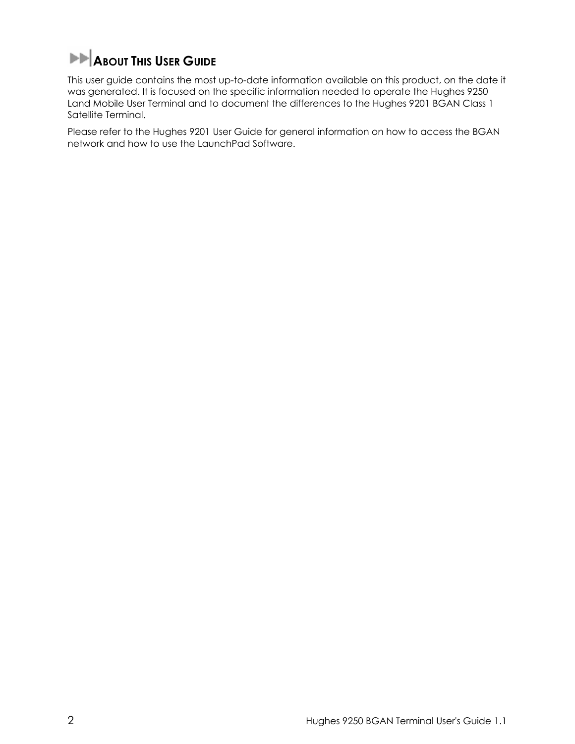# About This User Guide

This user guide contains the most up-to-date information available on this product, on the date it was generated. It is focused on the specific information needed to operate the Hughes 9250 Land Mobile User Terminal and to document the differences to the Hughes 9201 BGAN Class 1 Satellite Terminal.

Please refer to the Hughes 9201 User Guide for general information on how to access the BGAN network and how to use the LaunchPad Software.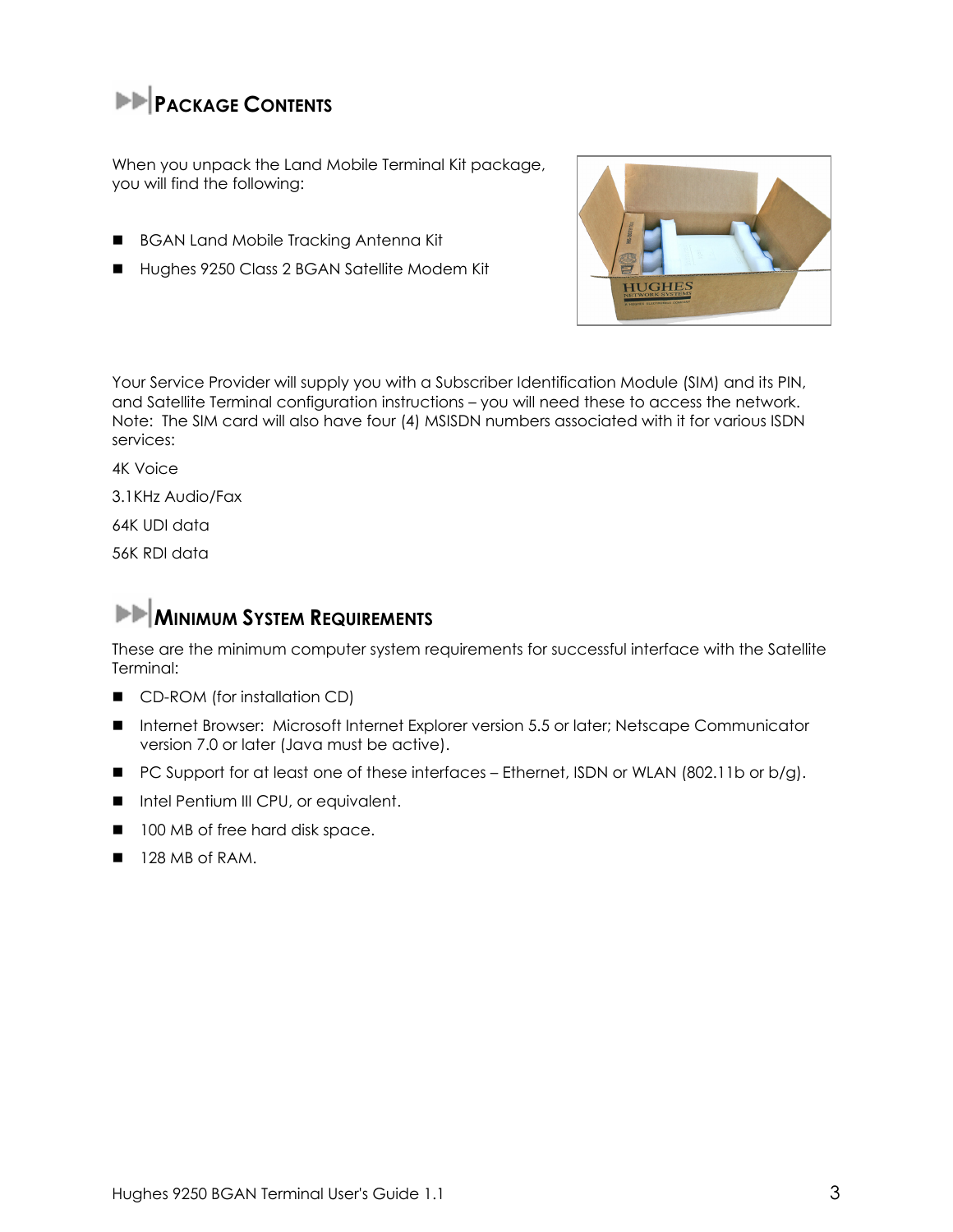## Package Contents

When you unpack the Land Mobile Terminal Kit package, you will find the following:

- BGAN Land Mobile Tracking Antenna Kit
- Hughes 9250 Class 2 BGAN Satellite Modem Kit

Your Service Provider will supply you with a Subscriber Identification Module (SIM) and its PIN, and Satellite Terminal configuration instructions – you will need these to access the network. Note: The SIM card will also have four (4) MSISDN numbers associated with it for various ISDN services:

4K Voice

3.1KHz Audio/Fax

64K UDI data

56K RDI data

## Minimum System Requirements

These are the minimum computer system requirements for successful interface with the Satellite Terminal:

- CD-ROM (for installation CD)
- Internet Browser: Microsoft Internet Explorer version 5.5 or later; Netscape Communicator version 7.0 or later (Java must be active).
- PC Support for at least one of these interfaces – Ethernet, ISDN or WLAN (802.11b or b/g).
- Intel Pentium III CPU, or equivalent.
- 100 MB of free hard disk space.
- 128 MB of RAM.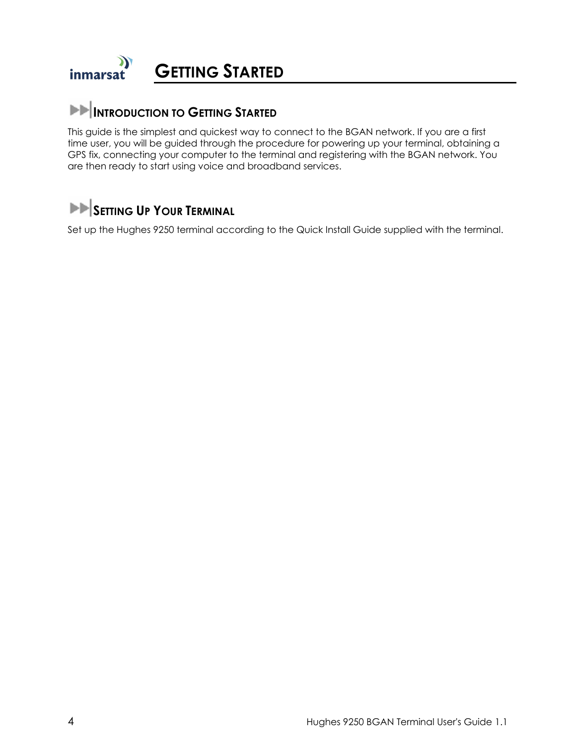# Getting Started

## Introduction to Getting Started

This guide is the simplest and quickest way to connect to the BGAN network. If you are a first time user, you will be guided through the procedure for powering up your terminal, obtaining a GPS fix, connecting your computer to the terminal and registering with the BGAN network. You are then ready to start using voice and broadband services.

## Setting Up Your Terminal

Set up the Hughes 9250 terminal according to the Quick Install Guide supplied with the terminal.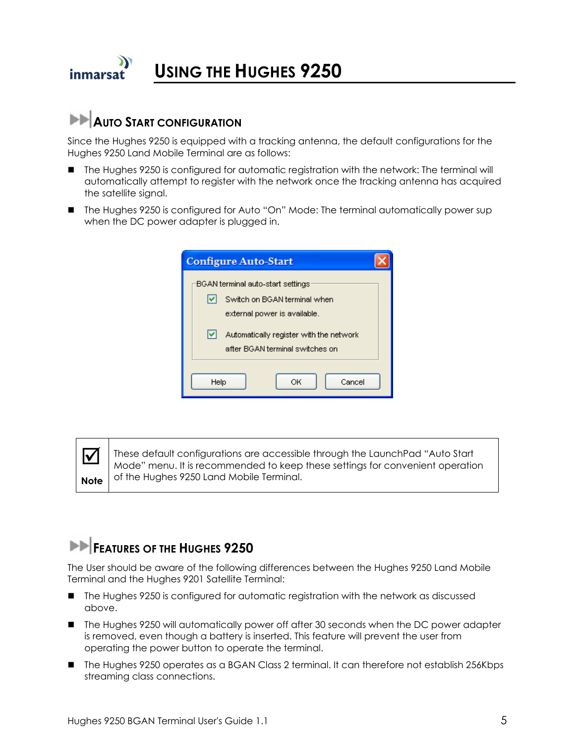# USING THE HUGHES 9250

## AUTO START CONFIGURATION

Since the Hughes 9250 is equipped with a tracking antenna, the default configurations for the Hughes 9250 Land Mobile Terminal are as follows:

- The Hughes 9250 is configured for automatic registration with the network: The terminal will automatically attempt to register with the network once the tracking antenna has acquired the satellite signal.
- The Hughes 9250 is configured for Auto "On" Mode: The terminal automatically power sup when the DC power adapter is plugged in.

**Configure Auto-Start**

BGAN terminal auto-start settings

- [x] Switch on BGAN terminal when external power is available.
- [x] Automatically register with the network after BGAN terminal switches on

Help | OK | Cancel

| **Note** | These default configurations are accessible through the LaunchPad "Auto Start Mode" menu. It is recommended to keep these settings for convenient operation of the Hughes 9250 Land Mobile Terminal. |
|---|---|

## FEATURES OF THE HUGHES 9250

The User should be aware of the following differences between the Hughes 9250 Land Mobile Terminal and the Hughes 9201 Satellite Terminal:

- The Hughes 9250 is configured for automatic registration with the network as discussed above.
- The Hughes 9250 will automatically power off after 30 seconds when the DC power adapter is removed, even though a battery is inserted. This feature will prevent the user from operating the power button to operate the terminal.
- The Hughes 9250 operates as a BGAN Class 2 terminal. It can therefore not establish 256Kbps streaming class connections.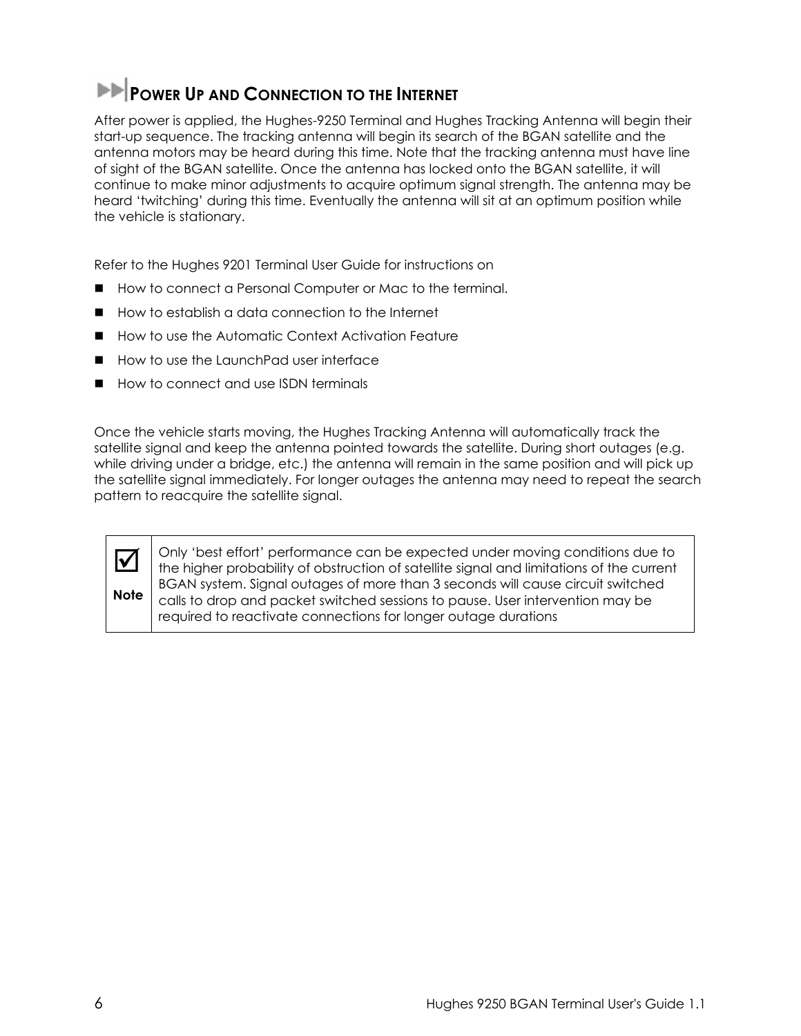## POWER UP AND CONNECTION TO THE INTERNET

After power is applied, the Hughes-9250 Terminal and Hughes Tracking Antenna will begin their start-up sequence. The tracking antenna will begin its search of the BGAN satellite and the antenna motors may be heard during this time. Note that the tracking antenna must have line of sight of the BGAN satellite. Once the antenna has locked onto the BGAN satellite, it will continue to make minor adjustments to acquire optimum signal strength. The antenna may be heard 'twitching' during this time. Eventually the antenna will sit at an optimum position while the vehicle is stationary.

Refer to the Hughes 9201 Terminal User Guide for instructions on

- How to connect a Personal Computer or Mac to the terminal.
- How to establish a data connection to the Internet
- How to use the Automatic Context Activation Feature
- How to use the LaunchPad user interface
- How to connect and use ISDN terminals

Once the vehicle starts moving, the Hughes Tracking Antenna will automatically track the satellite signal and keep the antenna pointed towards the satellite. During short outages (e.g. while driving under a bridge, etc.) the antenna will remain in the same position and will pick up the satellite signal immediately. For longer outages the antenna may need to repeat the search pattern to reacquire the satellite signal.

| ☑ **Note** | Only 'best effort' performance can be expected under moving conditions due to the higher probability of obstruction of satellite signal and limitations of the current BGAN system. Signal outages of more than 3 seconds will cause circuit switched calls to drop and packet switched sessions to pause. User intervention may be required to reactivate connections for longer outage durations |
|---|---|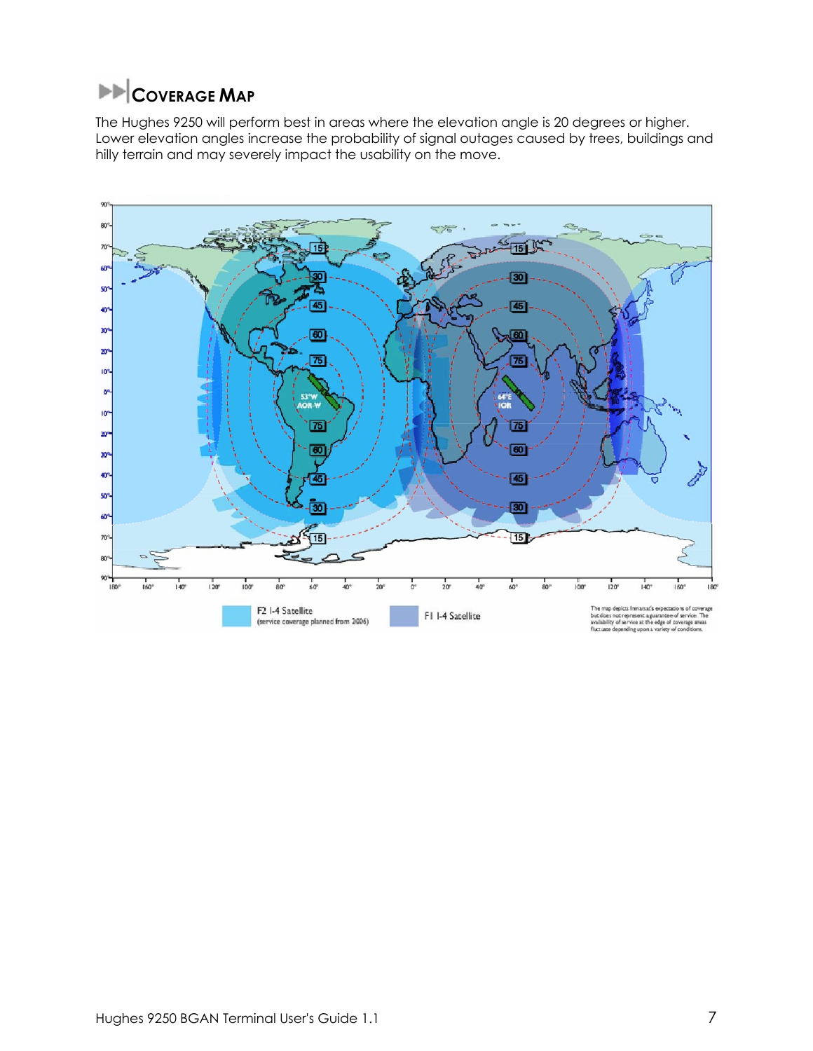## COVERAGE MAP

The Hughes 9250 will perform best in areas where the elevation angle is 20 degrees or higher. Lower elevation angles increase the probability of signal outages caused by trees, buildings and hilly terrain and may severely impact the usability on the move.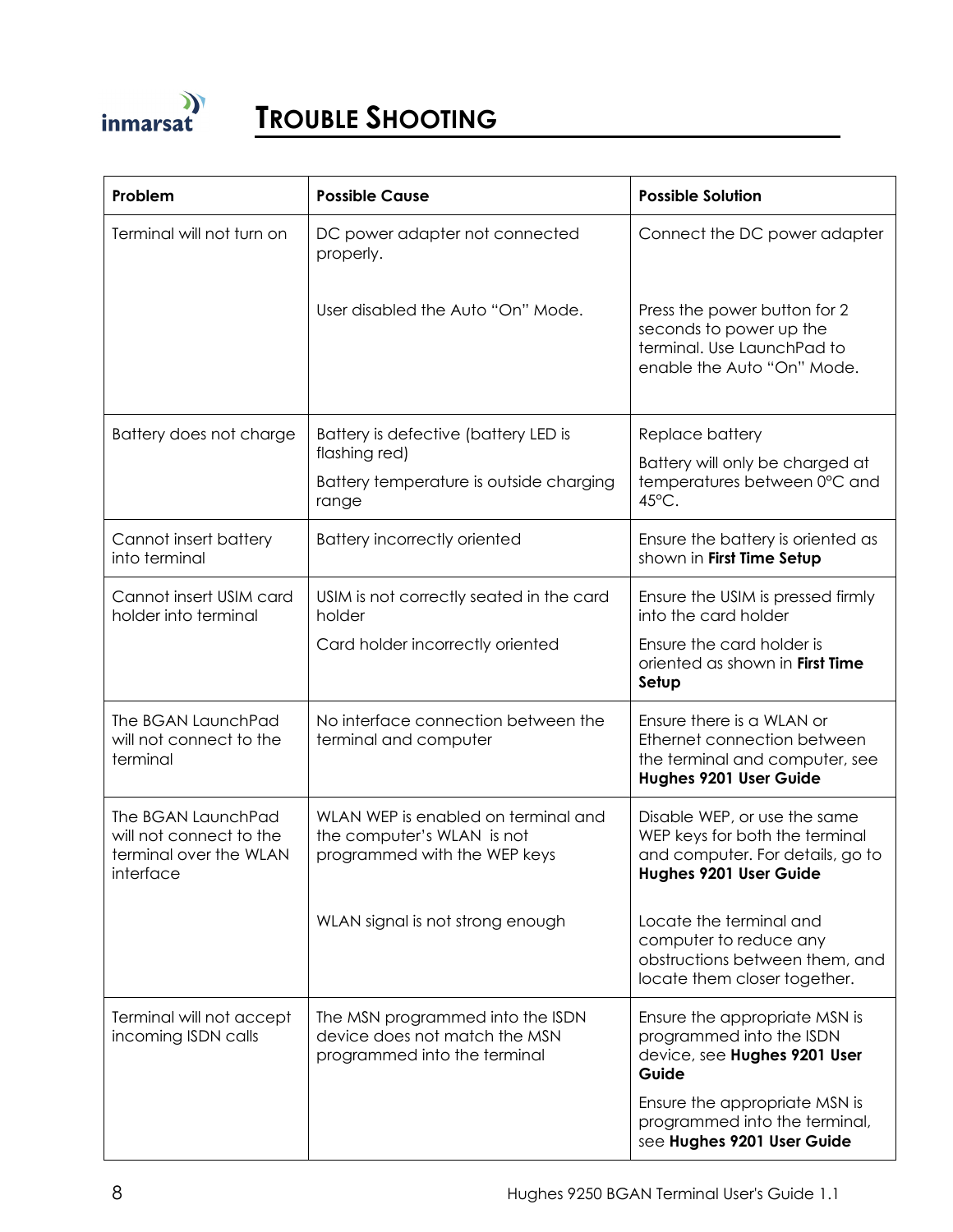# TROUBLE SHOOTING

| Problem | Possible Cause | Possible Solution |
|---|---|---|
| Terminal will not turn on | DC power adapter not connected properly.<br><br>User disabled the Auto "On" Mode. | Connect the DC power adapter<br><br>Press the power button for 2 seconds to power up the terminal. Use LaunchPad to enable the Auto "On" Mode. |
| Battery does not charge | Battery is defective (battery LED is flashing red)<br><br>Battery temperature is outside charging range | Replace battery<br><br>Battery will only be charged at temperatures between 0°C and 45°C. |
| Cannot insert battery into terminal | Battery incorrectly oriented | Ensure the battery is oriented as shown in **First Time Setup** |
| Cannot insert USIM card holder into terminal | USIM is not correctly seated in the card holder<br><br>Card holder incorrectly oriented | Ensure the USIM is pressed firmly into the card holder<br><br>Ensure the card holder is oriented as shown in **First Time Setup** |
| The BGAN LaunchPad will not connect to the terminal | No interface connection between the terminal and computer | Ensure there is a WLAN or Ethernet connection between the terminal and computer, see **Hughes 9201 User Guide** |
| The BGAN LaunchPad will not connect to the terminal over the WLAN interface | WLAN WEP is enabled on terminal and the computer's WLAN is not programmed with the WEP keys<br><br>WLAN signal is not strong enough | Disable WEP, or use the same WEP keys for both the terminal and computer. For details, go to **Hughes 9201 User Guide**<br><br>Locate the terminal and computer to reduce any obstructions between them, and locate them closer together. |
| Terminal will not accept incoming ISDN calls | The MSN programmed into the ISDN device does not match the MSN programmed into the terminal | Ensure the appropriate MSN is programmed into the ISDN device, see **Hughes 9201 User Guide**<br><br>Ensure the appropriate MSN is programmed into the terminal, see **Hughes 9201 User Guide** |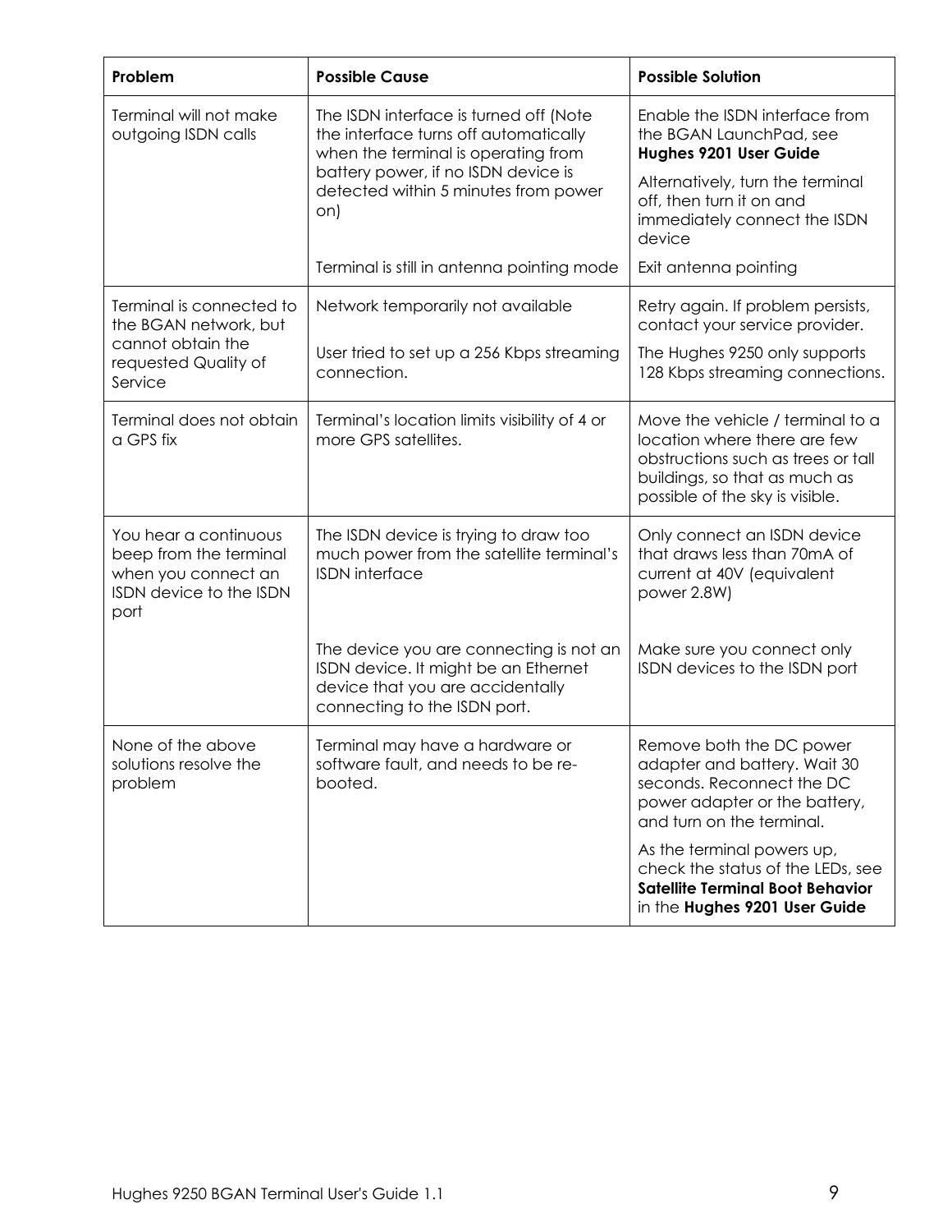| Problem | Possible Cause | Possible Solution |
| --- | --- | --- |
| Terminal will not make outgoing ISDN calls | The ISDN interface is turned off (Note the interface turns off automatically when the terminal is operating from battery power, if no ISDN device is detected within 5 minutes from power on) | Enable the ISDN interface from the BGAN LaunchPad, see **Hughes 9201 User Guide**<br>Alternatively, turn the terminal off, then turn it on and immediately connect the ISDN device |
| | Terminal is still in antenna pointing mode | Exit antenna pointing |
| Terminal is connected to the BGAN network, but cannot obtain the requested Quality of Service | Network temporarily not available | Retry again. If problem persists, contact your service provider. |
| | User tried to set up a 256 Kbps streaming connection. | The Hughes 9250 only supports 128 Kbps streaming connections. |
| Terminal does not obtain a GPS fix | Terminal's location limits visibility of 4 or more GPS satellites. | Move the vehicle / terminal to a location where there are few obstructions such as trees or tall buildings, so that as much as possible of the sky is visible. |
| You hear a continuous beep from the terminal when you connect an ISDN device to the ISDN port | The ISDN device is trying to draw too much power from the satellite terminal's ISDN interface | Only connect an ISDN device that draws less than 70mA of current at 40V (equivalent power 2.8W) |
| | The device you are connecting is not an ISDN device. It might be an Ethernet device that you are accidentally connecting to the ISDN port. | Make sure you connect only ISDN devices to the ISDN port |
| None of the above solutions resolve the problem | Terminal may have a hardware or software fault, and needs to be re-booted. | Remove both the DC power adapter and battery. Wait 30 seconds. Reconnect the DC power adapter or the battery, and turn on the terminal.<br>As the terminal powers up, check the status of the LEDs, see **Satellite Terminal Boot Behavior** in the **Hughes 9201 User Guide** |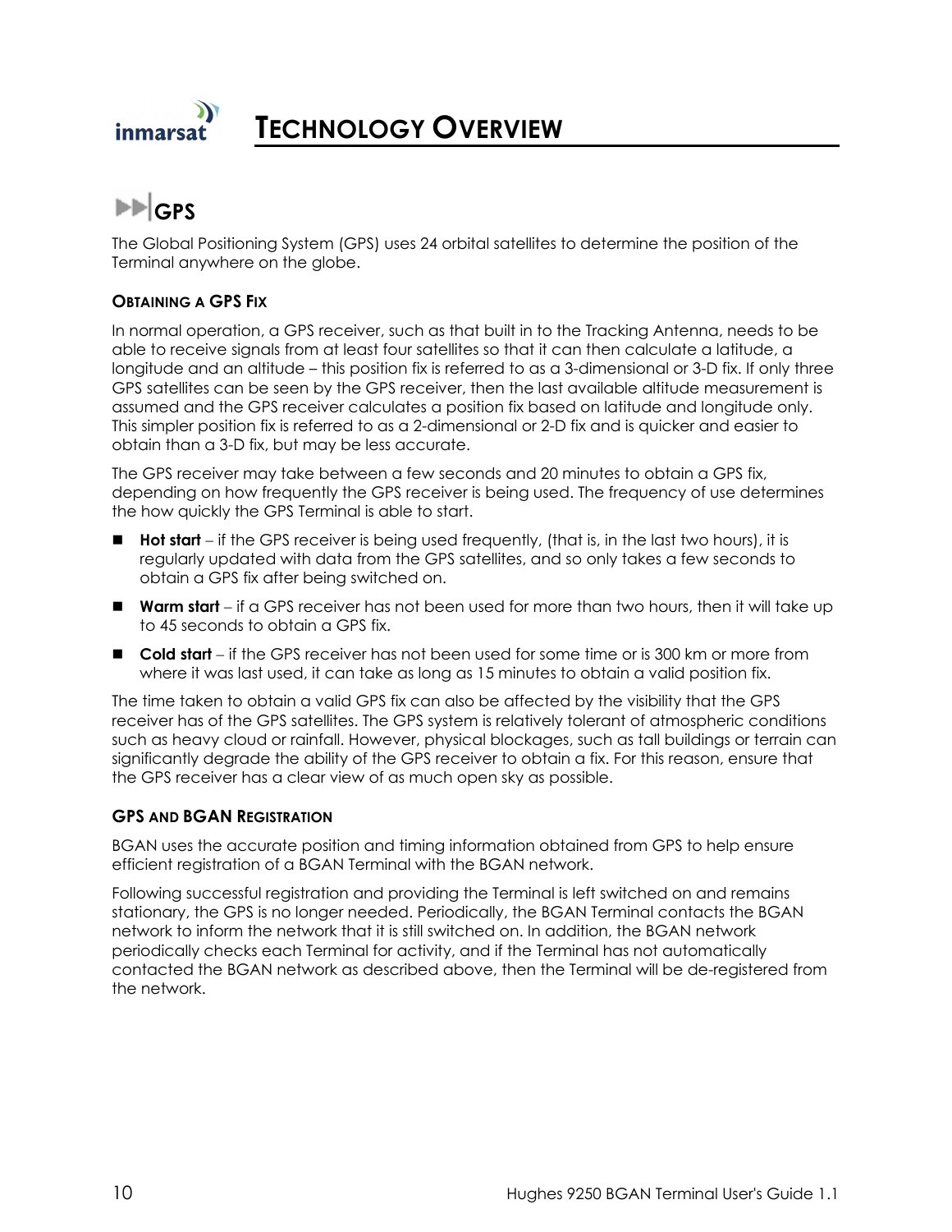# TECHNOLOGY OVERVIEW

## GPS

The Global Positioning System (GPS) uses 24 orbital satellites to determine the position of the Terminal anywhere on the globe.

### OBTAINING A GPS FIX

In normal operation, a GPS receiver, such as that built in to the Tracking Antenna, needs to be able to receive signals from at least four satellites so that it can then calculate a latitude, a longitude and an altitude – this position fix is referred to as a 3-dimensional or 3-D fix. If only three GPS satellites can be seen by the GPS receiver, then the last available altitude measurement is assumed and the GPS receiver calculates a position fix based on latitude and longitude only. This simpler position fix is referred to as a 2-dimensional or 2-D fix and is quicker and easier to obtain than a 3-D fix, but may be less accurate.

The GPS receiver may take between a few seconds and 20 minutes to obtain a GPS fix, depending on how frequently the GPS receiver is being used. The frequency of use determines the how quickly the GPS Terminal is able to start.

- **Hot start** – if the GPS receiver is being used frequently, (that is, in the last two hours), it is regularly updated with data from the GPS satellites, and so only takes a few seconds to obtain a GPS fix after being switched on.
- **Warm start** – if a GPS receiver has not been used for more than two hours, then it will take up to 45 seconds to obtain a GPS fix.
- **Cold start** – if the GPS receiver has not been used for some time or is 300 km or more from where it was last used, it can take as long as 15 minutes to obtain a valid position fix.

The time taken to obtain a valid GPS fix can also be affected by the visibility that the GPS receiver has of the GPS satellites. The GPS system is relatively tolerant of atmospheric conditions such as heavy cloud or rainfall. However, physical blockages, such as tall buildings or terrain can significantly degrade the ability of the GPS receiver to obtain a fix. For this reason, ensure that the GPS receiver has a clear view of as much open sky as possible.

### GPS AND BGAN REGISTRATION

BGAN uses the accurate position and timing information obtained from GPS to help ensure efficient registration of a BGAN Terminal with the BGAN network.

Following successful registration and providing the Terminal is left switched on and remains stationary, the GPS is no longer needed. Periodically, the BGAN Terminal contacts the BGAN network to inform the network that it is still switched on. In addition, the BGAN network periodically checks each Terminal for activity, and if the Terminal has not automatically contacted the BGAN network as described above, then the Terminal will be de-registered from the network.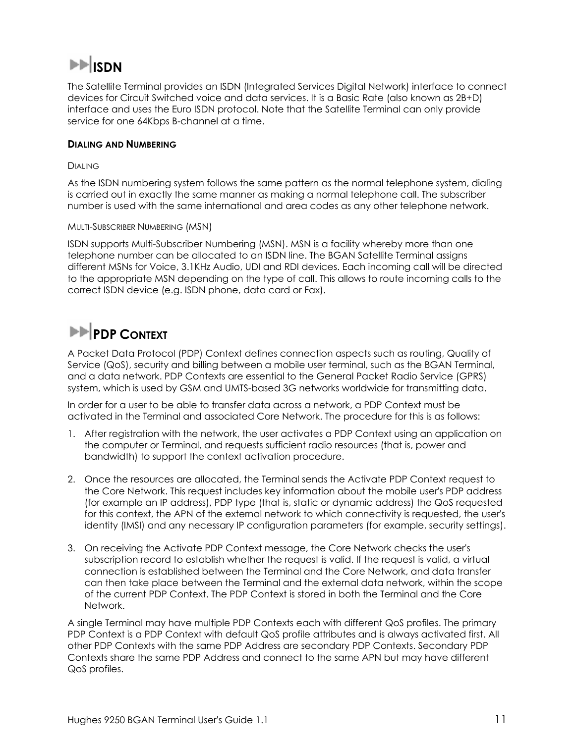## ISDN

The Satellite Terminal provides an ISDN (Integrated Services Digital Network) interface to connect devices for Circuit Switched voice and data services. It is a Basic Rate (also known as 2B+D) interface and uses the Euro ISDN protocol. Note that the Satellite Terminal can only provide service for one 64Kbps B-channel at a time.

### DIALING AND NUMBERING

#### DIALING

As the ISDN numbering system follows the same pattern as the normal telephone system, dialing is carried out in exactly the same manner as making a normal telephone call. The subscriber number is used with the same international and area codes as any other telephone network.

#### MULTI-SUBSCRIBER NUMBERING (MSN)

ISDN supports Multi-Subscriber Numbering (MSN). MSN is a facility whereby more than one telephone number can be allocated to an ISDN line. The BGAN Satellite Terminal assigns different MSNs for Voice, 3.1KHz Audio, UDI and RDI devices. Each incoming call will be directed to the appropriate MSN depending on the type of call. This allows to route incoming calls to the correct ISDN device (e.g. ISDN phone, data card or Fax).

## PDP CONTEXT

A Packet Data Protocol (PDP) Context defines connection aspects such as routing, Quality of Service (QoS), security and billing between a mobile user terminal, such as the BGAN Terminal, and a data network. PDP Contexts are essential to the General Packet Radio Service (GPRS) system, which is used by GSM and UMTS-based 3G networks worldwide for transmitting data.

In order for a user to be able to transfer data across a network, a PDP Context must be activated in the Terminal and associated Core Network. The procedure for this is as follows:

1. After registration with the network, the user activates a PDP Context using an application on the computer or Terminal, and requests sufficient radio resources (that is, power and bandwidth) to support the context activation procedure.

2. Once the resources are allocated, the Terminal sends the Activate PDP Context request to the Core Network. This request includes key information about the mobile user's PDP address (for example an IP address), PDP type (that is, static or dynamic address) the QoS requested for this context, the APN of the external network to which connectivity is requested, the user's identity (IMSI) and any necessary IP configuration parameters (for example, security settings).

3. On receiving the Activate PDP Context message, the Core Network checks the user's subscription record to establish whether the request is valid. If the request is valid, a virtual connection is established between the Terminal and the Core Network, and data transfer can then take place between the Terminal and the external data network, within the scope of the current PDP Context. The PDP Context is stored in both the Terminal and the Core Network.

A single Terminal may have multiple PDP Contexts each with different QoS profiles. The primary PDP Context is a PDP Context with default QoS profile attributes and is always activated first. All other PDP Contexts with the same PDP Address are secondary PDP Contexts. Secondary PDP Contexts share the same PDP Address and connect to the same APN but may have different QoS profiles.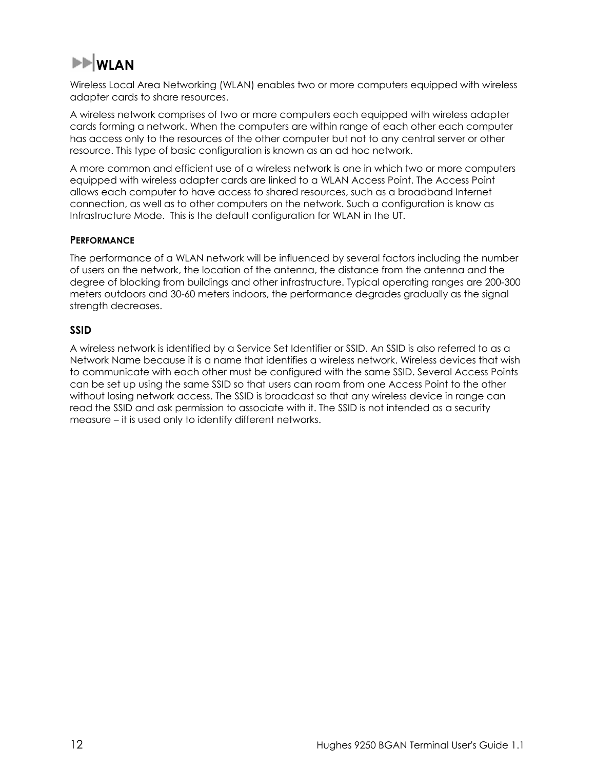## WLAN

Wireless Local Area Networking (WLAN) enables two or more computers equipped with wireless adapter cards to share resources.

A wireless network comprises of two or more computers each equipped with wireless adapter cards forming a network. When the computers are within range of each other each computer has access only to the resources of the other computer but not to any central server or other resource. This type of basic configuration is known as an ad hoc network.

A more common and efficient use of a wireless network is one in which two or more computers equipped with wireless adapter cards are linked to a WLAN Access Point. The Access Point allows each computer to have access to shared resources, such as a broadband Internet connection, as well as to other computers on the network. Such a configuration is know as Infrastructure Mode. This is the default configuration for WLAN in the UT.

### PERFORMANCE

The performance of a WLAN network will be influenced by several factors including the number of users on the network, the location of the antenna, the distance from the antenna and the degree of blocking from buildings and other infrastructure. Typical operating ranges are 200-300 meters outdoors and 30-60 meters indoors, the performance degrades gradually as the signal strength decreases.

### SSID

A wireless network is identified by a Service Set Identifier or SSID. An SSID is also referred to as a Network Name because it is a name that identifies a wireless network. Wireless devices that wish to communicate with each other must be configured with the same SSID. Several Access Points can be set up using the same SSID so that users can roam from one Access Point to the other without losing network access. The SSID is broadcast so that any wireless device in range can read the SSID and ask permission to associate with it. The SSID is not intended as a security measure – it is used only to identify different networks.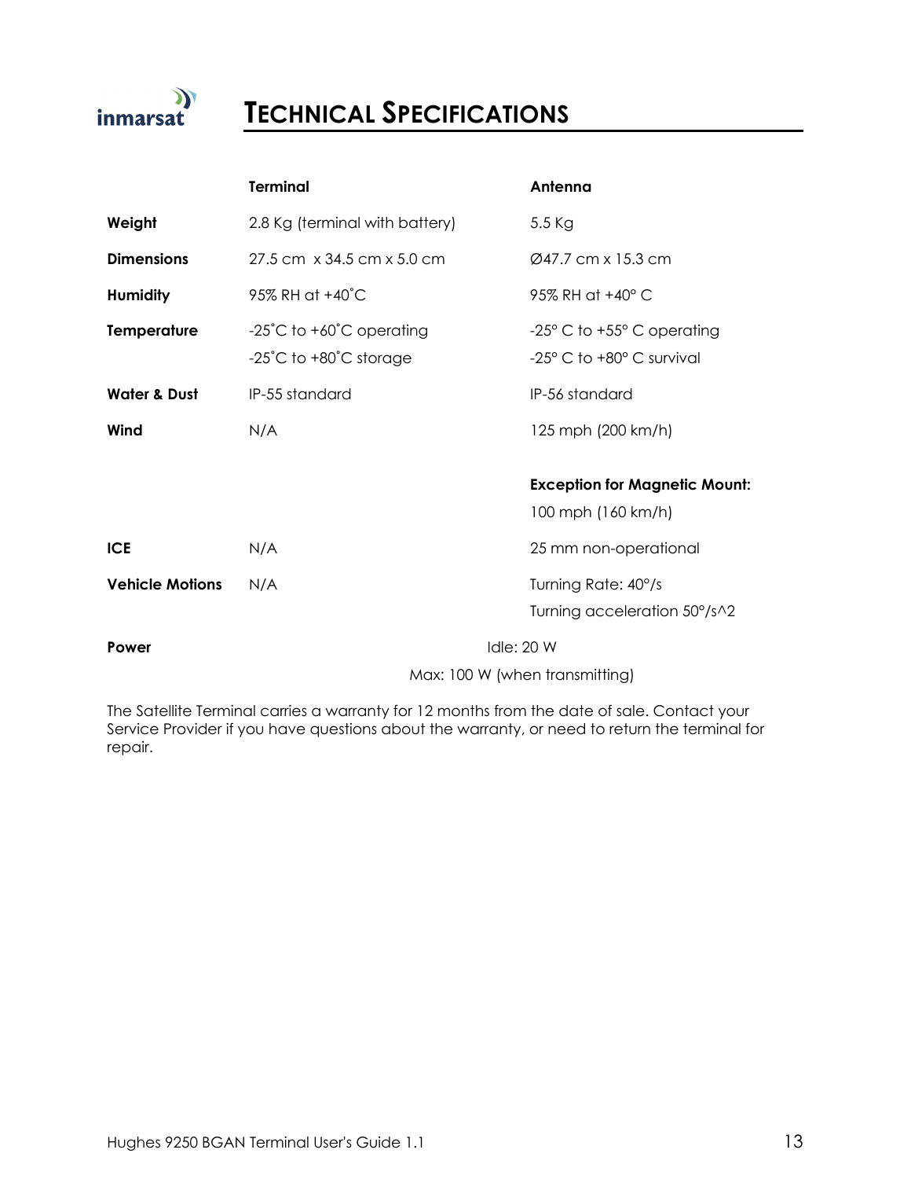# TECHNICAL SPECIFICATIONS

| | Terminal | Antenna |
|---|---|---|
| **Weight** | 2.8 Kg (terminal with battery) | 5.5 Kg |
| **Dimensions** | 27.5 cm x 34.5 cm x 5.0 cm | Ø47.7 cm x 15.3 cm |
| **Humidity** | 95% RH at +40˚C | 95% RH at +40° C |
| **Temperature** | -25˚C to +60˚C operating<br>-25˚C to +80˚C storage | -25° C to +55° C operating<br>-25° C to +80° C survival |
| **Water & Dust** | IP-55 standard | IP-56 standard |
| **Wind** | N/A | 125 mph (200 km/h)<br><br>**Exception for Magnetic Mount:**<br>100 mph (160 km/h) |
| **ICE** | N/A | 25 mm non-operational |
| **Vehicle Motions** | N/A | Turning Rate: 40°/s<br>Turning acceleration 50°/s^2 |
| **Power** | Idle: 20 W<br>Max: 100 W (when transmitting) | |

The Satellite Terminal carries a warranty for 12 months from the date of sale. Contact your Service Provider if you have questions about the warranty, or need to return the terminal for repair.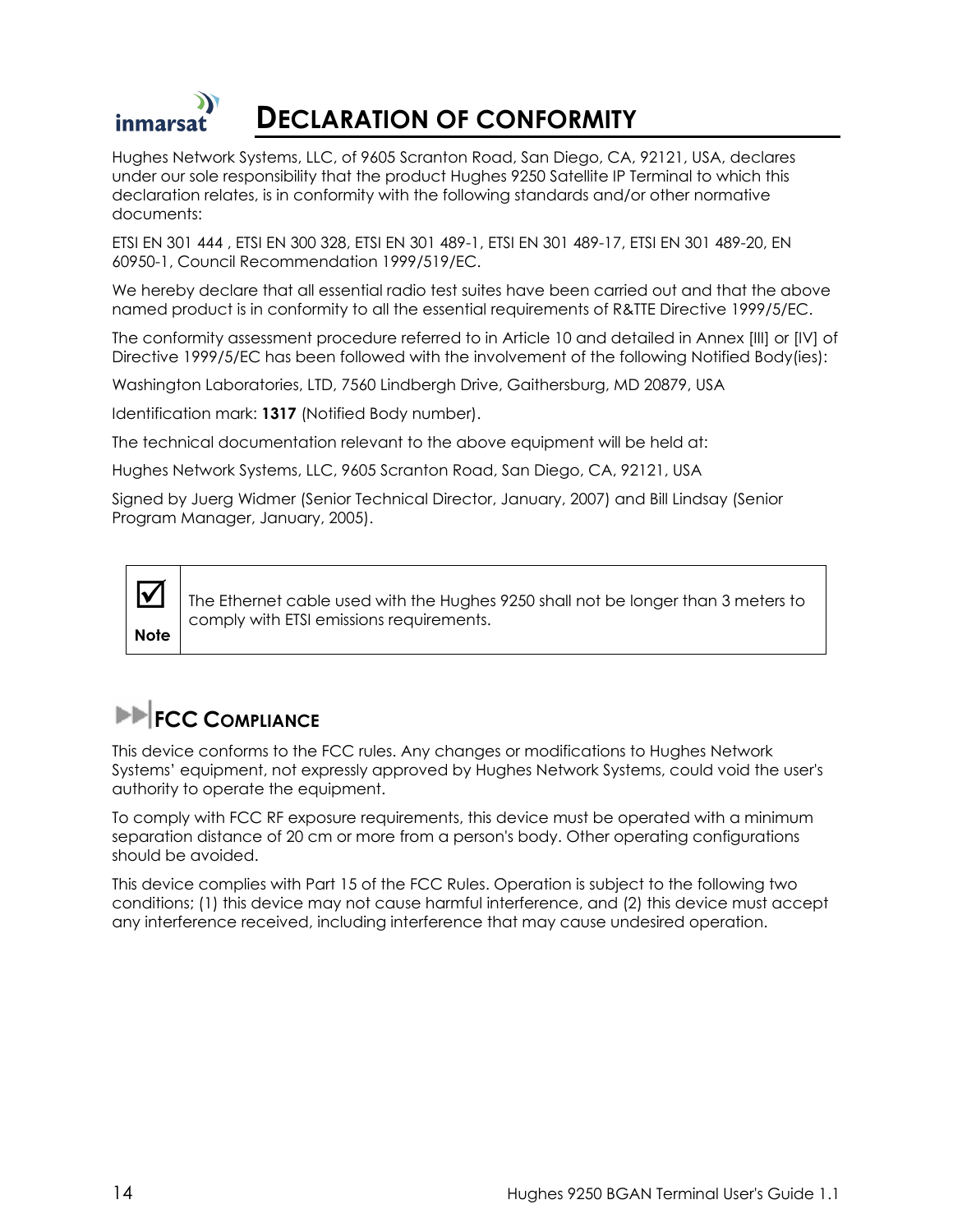# DECLARATION OF CONFORMITY

Hughes Network Systems, LLC, of 9605 Scranton Road, San Diego, CA, 92121, USA, declares under our sole responsibility that the product Hughes 9250 Satellite IP Terminal to which this declaration relates, is in conformity with the following standards and/or other normative documents:

ETSI EN 301 444 , ETSI EN 300 328, ETSI EN 301 489-1, ETSI EN 301 489-17, ETSI EN 301 489-20, EN 60950-1, Council Recommendation 1999/519/EC.

We hereby declare that all essential radio test suites have been carried out and that the above named product is in conformity to all the essential requirements of R&TTE Directive 1999/5/EC.

The conformity assessment procedure referred to in Article 10 and detailed in Annex [III] or [IV] of Directive 1999/5/EC has been followed with the involvement of the following Notified Body(ies):

Washington Laboratories, LTD, 7560 Lindbergh Drive, Gaithersburg, MD 20879, USA

Identification mark: **1317** (Notified Body number).

The technical documentation relevant to the above equipment will be held at:

Hughes Network Systems, LLC, 9605 Scranton Road, San Diego, CA, 92121, USA

Signed by Juerg Widmer (Senior Technical Director, January, 2007) and Bill Lindsay (Senior Program Manager, January, 2005).

| **Note** | The Ethernet cable used with the Hughes 9250 shall not be longer than 3 meters to comply with ETSI emissions requirements. |
|---|---|

## FCC COMPLIANCE

This device conforms to the FCC rules. Any changes or modifications to Hughes Network Systems' equipment, not expressly approved by Hughes Network Systems, could void the user's authority to operate the equipment.

To comply with FCC RF exposure requirements, this device must be operated with a minimum separation distance of 20 cm or more from a person's body. Other operating configurations should be avoided.

This device complies with Part 15 of the FCC Rules. Operation is subject to the following two conditions; (1) this device may not cause harmful interference, and (2) this device must accept any interference received, including interference that may cause undesired operation.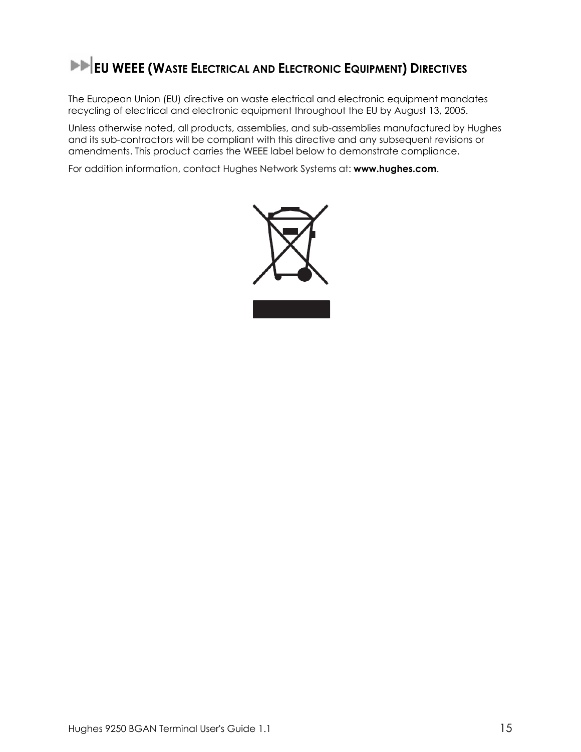## EU WEEE (Waste Electrical and Electronic Equipment) Directives

The European Union (EU) directive on waste electrical and electronic equipment mandates recycling of electrical and electronic equipment throughout the EU by August 13, 2005.

Unless otherwise noted, all products, assemblies, and sub-assemblies manufactured by Hughes and its sub-contractors will be compliant with this directive and any subsequent revisions or amendments. This product carries the WEEE label below to demonstrate compliance.

For addition information, contact Hughes Network Systems at: **www.hughes.com**.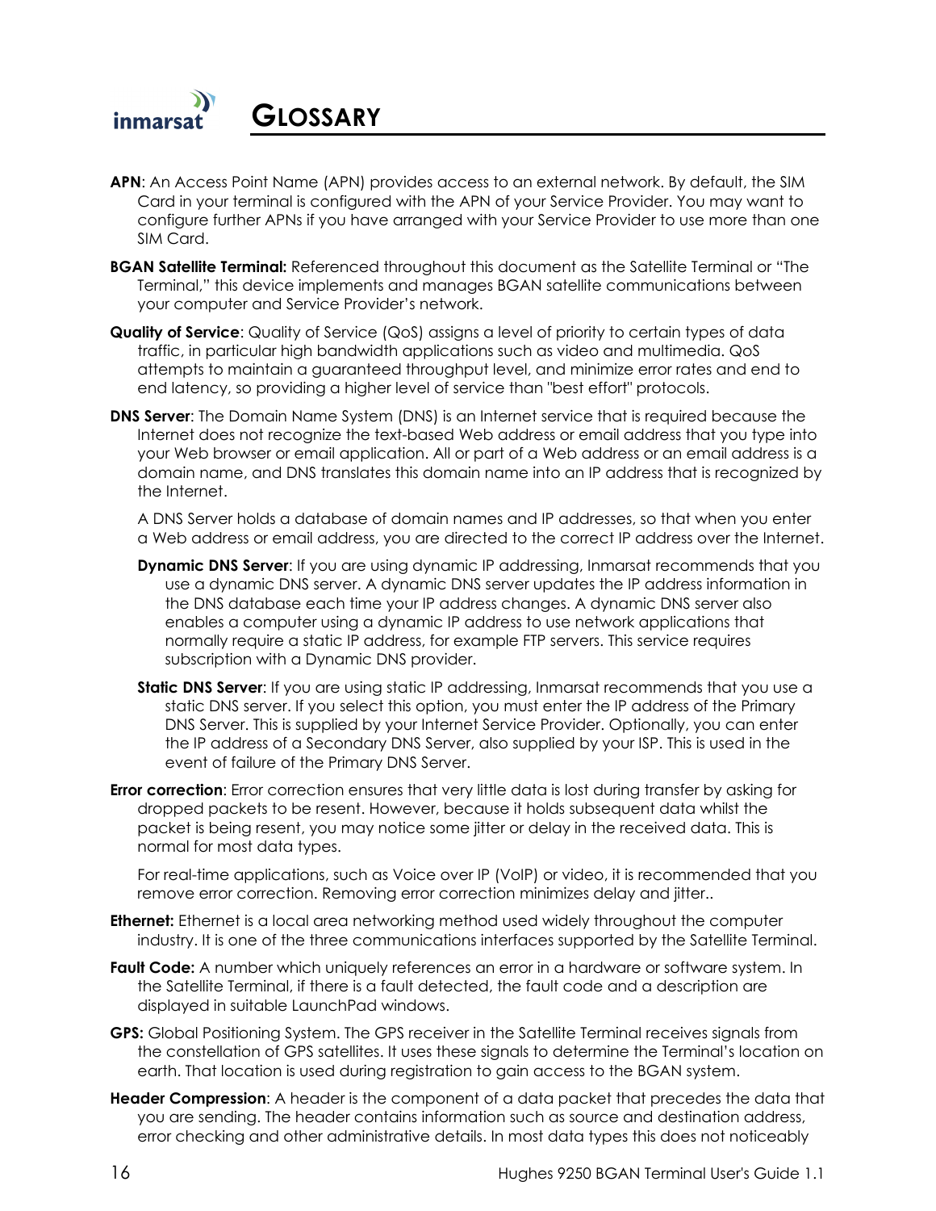# GLOSSARY

**APN**: An Access Point Name (APN) provides access to an external network. By default, the SIM Card in your terminal is configured with the APN of your Service Provider. You may want to configure further APNs if you have arranged with your Service Provider to use more than one SIM Card.

**BGAN Satellite Terminal:** Referenced throughout this document as the Satellite Terminal or "The Terminal," this device implements and manages BGAN satellite communications between your computer and Service Provider's network.

**Quality of Service**: Quality of Service (QoS) assigns a level of priority to certain types of data traffic, in particular high bandwidth applications such as video and multimedia. QoS attempts to maintain a guaranteed throughput level, and minimize error rates and end to end latency, so providing a higher level of service than "best effort" protocols.

**DNS Server**: The Domain Name System (DNS) is an Internet service that is required because the Internet does not recognize the text-based Web address or email address that you type into your Web browser or email application. All or part of a Web address or an email address is a domain name, and DNS translates this domain name into an IP address that is recognized by the Internet.

A DNS Server holds a database of domain names and IP addresses, so that when you enter a Web address or email address, you are directed to the correct IP address over the Internet.

**Dynamic DNS Server**: If you are using dynamic IP addressing, Inmarsat recommends that you use a dynamic DNS server. A dynamic DNS server updates the IP address information in the DNS database each time your IP address changes. A dynamic DNS server also enables a computer using a dynamic IP address to use network applications that normally require a static IP address, for example FTP servers. This service requires subscription with a Dynamic DNS provider.

**Static DNS Server**: If you are using static IP addressing, Inmarsat recommends that you use a static DNS server. If you select this option, you must enter the IP address of the Primary DNS Server. This is supplied by your Internet Service Provider. Optionally, you can enter the IP address of a Secondary DNS Server, also supplied by your ISP. This is used in the event of failure of the Primary DNS Server.

**Error correction**: Error correction ensures that very little data is lost during transfer by asking for dropped packets to be resent. However, because it holds subsequent data whilst the packet is being resent, you may notice some jitter or delay in the received data. This is normal for most data types.

For real-time applications, such as Voice over IP (VoIP) or video, it is recommended that you remove error correction. Removing error correction minimizes delay and jitter..

**Ethernet:** Ethernet is a local area networking method used widely throughout the computer industry. It is one of the three communications interfaces supported by the Satellite Terminal.

**Fault Code:** A number which uniquely references an error in a hardware or software system. In the Satellite Terminal, if there is a fault detected, the fault code and a description are displayed in suitable LaunchPad windows.

**GPS:** Global Positioning System. The GPS receiver in the Satellite Terminal receives signals from the constellation of GPS satellites. It uses these signals to determine the Terminal's location on earth. That location is used during registration to gain access to the BGAN system.

**Header Compression**: A header is the component of a data packet that precedes the data that you are sending. The header contains information such as source and destination address, error checking and other administrative details. In most data types this does not noticeably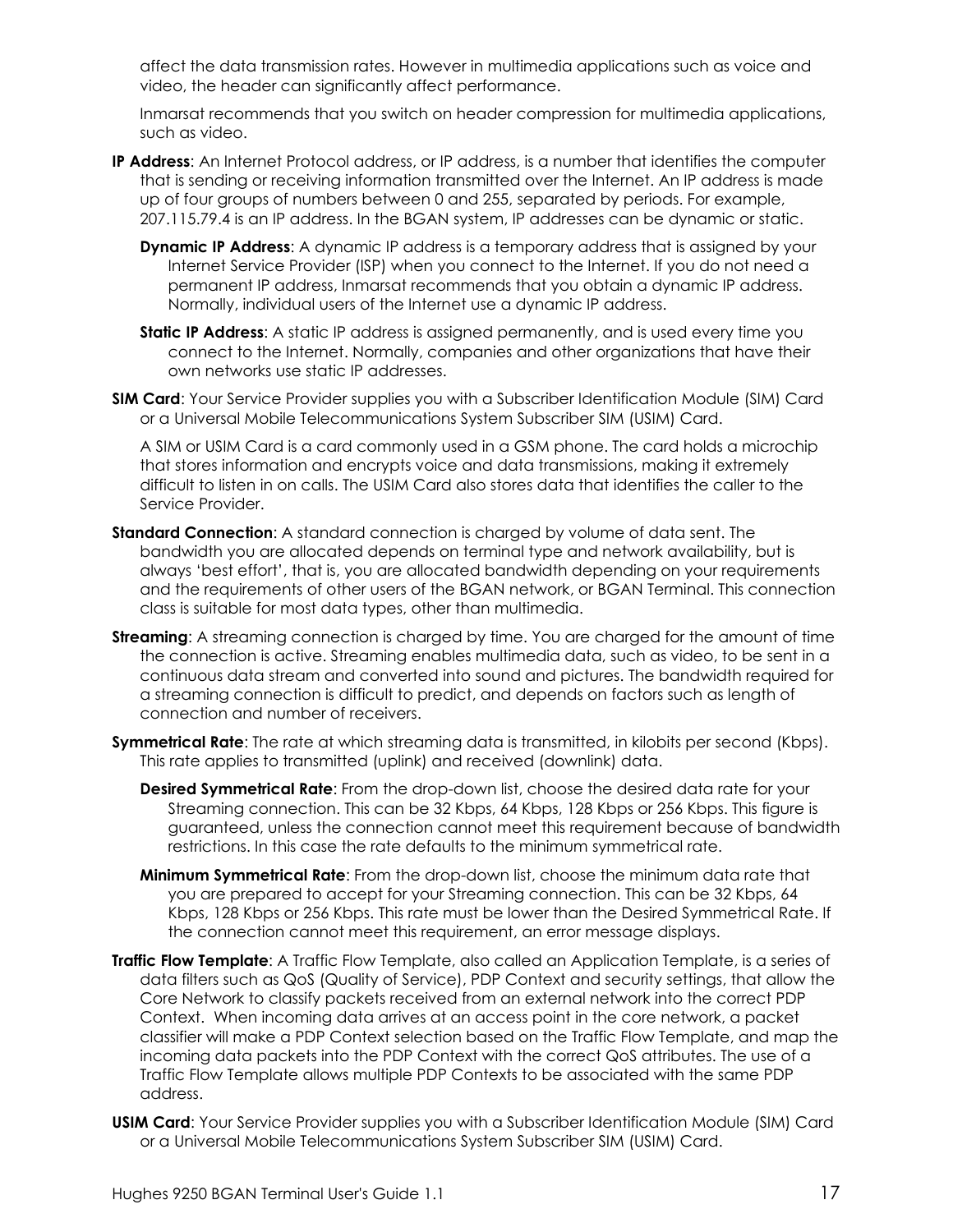affect the data transmission rates. However in multimedia applications such as voice and video, the header can significantly affect performance.

Inmarsat recommends that you switch on header compression for multimedia applications, such as video.

**IP Address**: An Internet Protocol address, or IP address, is a number that identifies the computer that is sending or receiving information transmitted over the Internet. An IP address is made up of four groups of numbers between 0 and 255, separated by periods. For example, 207.115.79.4 is an IP address. In the BGAN system, IP addresses can be dynamic or static.

**Dynamic IP Address**: A dynamic IP address is a temporary address that is assigned by your Internet Service Provider (ISP) when you connect to the Internet. If you do not need a permanent IP address, Inmarsat recommends that you obtain a dynamic IP address. Normally, individual users of the Internet use a dynamic IP address.

**Static IP Address**: A static IP address is assigned permanently, and is used every time you connect to the Internet. Normally, companies and other organizations that have their own networks use static IP addresses.

**SIM Card**: Your Service Provider supplies you with a Subscriber Identification Module (SIM) Card or a Universal Mobile Telecommunications System Subscriber SIM (USIM) Card.

A SIM or USIM Card is a card commonly used in a GSM phone. The card holds a microchip that stores information and encrypts voice and data transmissions, making it extremely difficult to listen in on calls. The USIM Card also stores data that identifies the caller to the Service Provider.

**Standard Connection**: A standard connection is charged by volume of data sent. The bandwidth you are allocated depends on terminal type and network availability, but is always 'best effort', that is, you are allocated bandwidth depending on your requirements and the requirements of other users of the BGAN network, or BGAN Terminal. This connection class is suitable for most data types, other than multimedia.

**Streaming**: A streaming connection is charged by time. You are charged for the amount of time the connection is active. Streaming enables multimedia data, such as video, to be sent in a continuous data stream and converted into sound and pictures. The bandwidth required for a streaming connection is difficult to predict, and depends on factors such as length of connection and number of receivers.

**Symmetrical Rate**: The rate at which streaming data is transmitted, in kilobits per second (Kbps). This rate applies to transmitted (uplink) and received (downlink) data.

**Desired Symmetrical Rate**: From the drop-down list, choose the desired data rate for your Streaming connection. This can be 32 Kbps, 64 Kbps, 128 Kbps or 256 Kbps. This figure is guaranteed, unless the connection cannot meet this requirement because of bandwidth restrictions. In this case the rate defaults to the minimum symmetrical rate.

**Minimum Symmetrical Rate**: From the drop-down list, choose the minimum data rate that you are prepared to accept for your Streaming connection. This can be 32 Kbps, 64 Kbps, 128 Kbps or 256 Kbps. This rate must be lower than the Desired Symmetrical Rate. If the connection cannot meet this requirement, an error message displays.

**Traffic Flow Template**: A Traffic Flow Template, also called an Application Template, is a series of data filters such as QoS (Quality of Service), PDP Context and security settings, that allow the Core Network to classify packets received from an external network into the correct PDP Context. When incoming data arrives at an access point in the core network, a packet classifier will make a PDP Context selection based on the Traffic Flow Template, and map the incoming data packets into the PDP Context with the correct QoS attributes. The use of a Traffic Flow Template allows multiple PDP Contexts to be associated with the same PDP address.

**USIM Card**: Your Service Provider supplies you with a Subscriber Identification Module (SIM) Card or a Universal Mobile Telecommunications System Subscriber SIM (USIM) Card.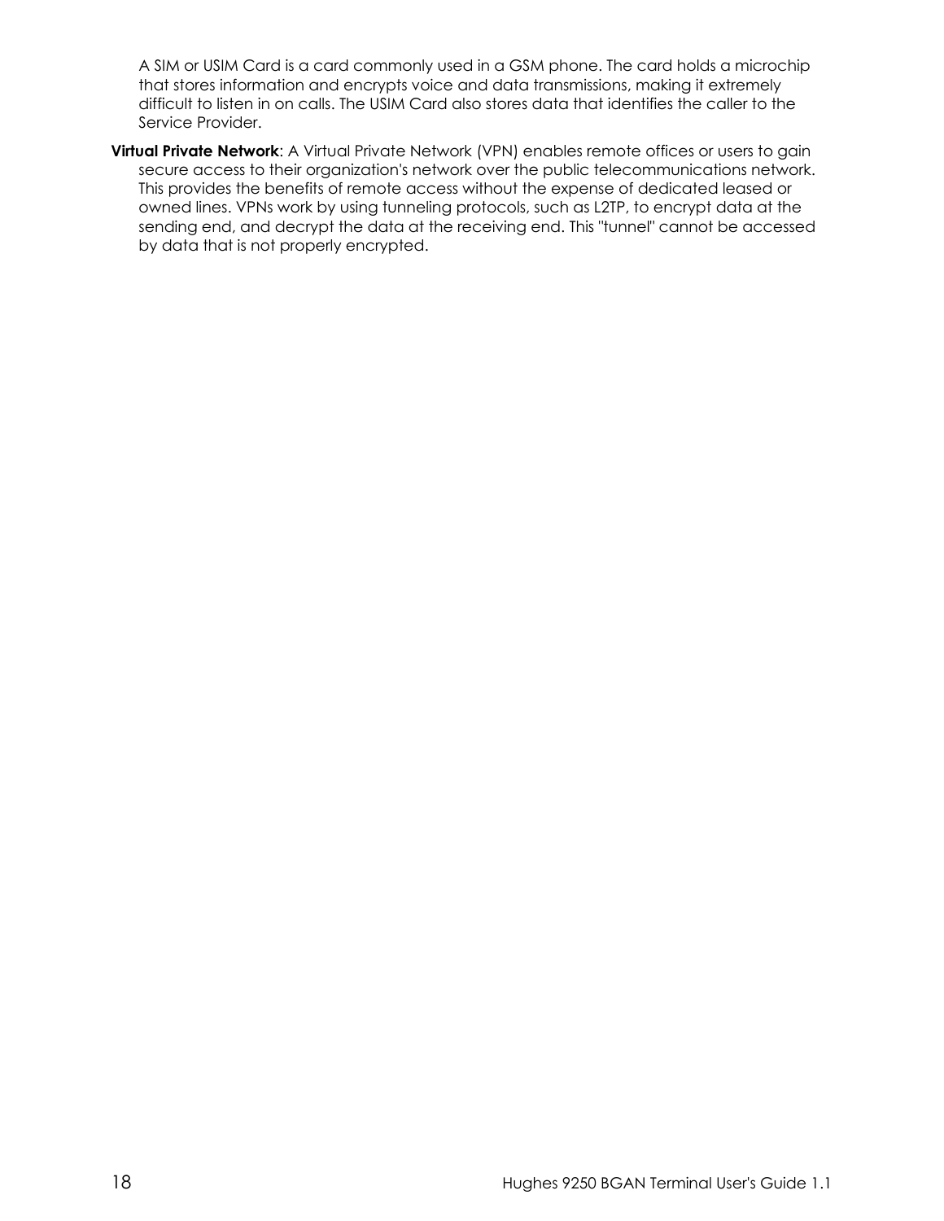A SIM or USIM Card is a card commonly used in a GSM phone. The card holds a microchip that stores information and encrypts voice and data transmissions, making it extremely difficult to listen in on calls. The USIM Card also stores data that identifies the caller to the Service Provider.

**Virtual Private Network**: A Virtual Private Network (VPN) enables remote offices or users to gain secure access to their organization's network over the public telecommunications network. This provides the benefits of remote access without the expense of dedicated leased or owned lines. VPNs work by using tunneling protocols, such as L2TP, to encrypt data at the sending end, and decrypt the data at the receiving end. This "tunnel" cannot be accessed by data that is not properly encrypted.